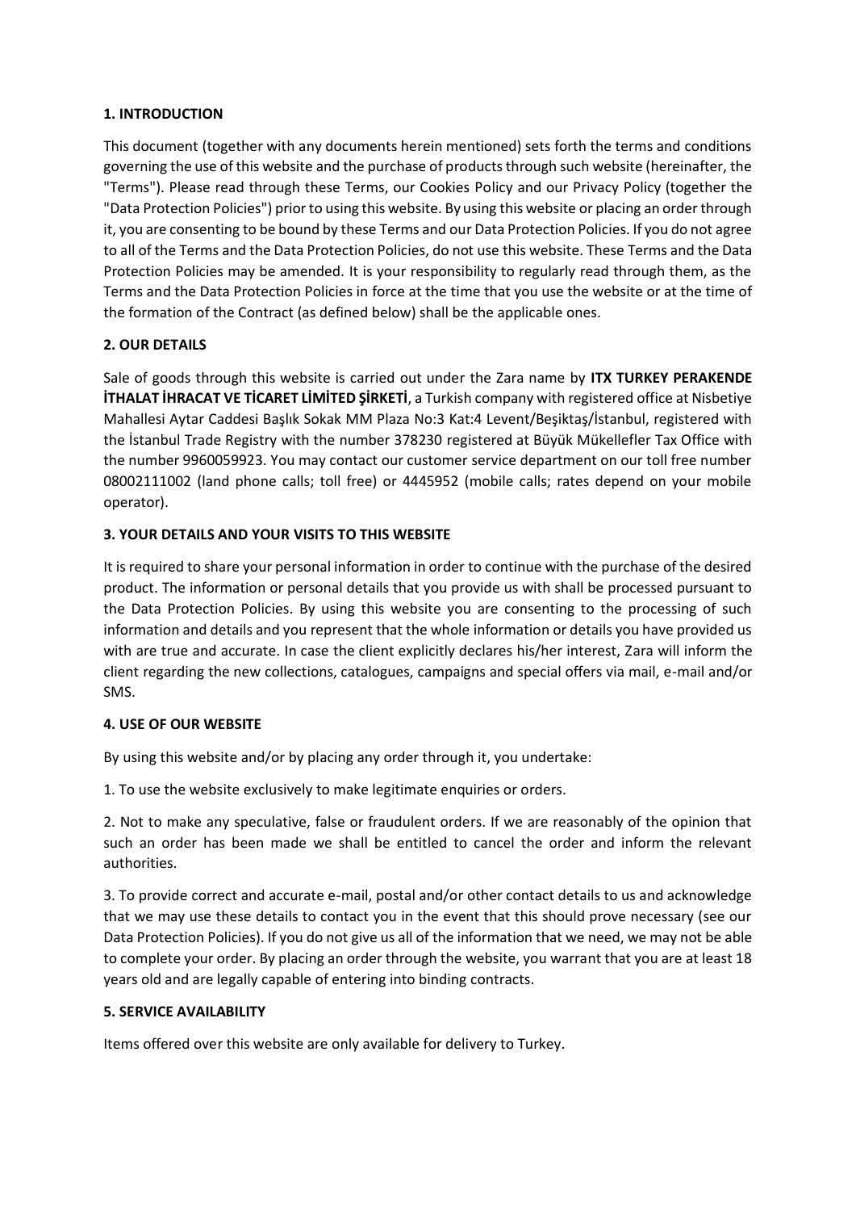**1. INTRODUCTION**

This document (together with any documents herein mentioned) sets forth the terms and conditions governing the use of this website and the purchase of products through such website (hereinafter, the "Terms"). Please read through these Terms, our Cookies Policy and our Privacy Policy (together the "Data Protection Policies") prior to using this website. By using this website or placing an order through it, you are consenting to be bound by these Terms and our Data Protection Policies. If you do not agree to all of the Terms and the Data Protection Policies, do not use this website. These Terms and the Data Protection Policies may be amended. It is your responsibility to regularly read through them, as the Terms and the Data Protection Policies in force at the time that you use the website or at the time of the formation of the Contract (as defined below) shall be the applicable ones.

**2. OUR DETAILS**

Sale of goods through this website is carried out under the Zara name by **ITX TURKEY PERAKENDE İTHALAT İHRACAT VE TİCARET LİMİTED ŞİRKETİ**, a Turkish company with registered office at Nisbetiye Mahallesi Aytar Caddesi Başlık Sokak MM Plaza No:3 Kat:4 Levent/Beşiktaş/İstanbul, registered with the İstanbul Trade Registry with the number 378230 registered at Büyük Mükellefler Tax Office with the number 9960059923. You may contact our customer service department on our toll free number 08002111002 (land phone calls; toll free) or 4445952 (mobile calls; rates depend on your mobile operator).

**3. YOUR DETAILS AND YOUR VISITS TO THIS WEBSITE**

It is required to share your personal information in order to continue with the purchase of the desired product. The information or personal details that you provide us with shall be processed pursuant to the Data Protection Policies. By using this website you are consenting to the processing of such information and details and you represent that the whole information or details you have provided us with are true and accurate. In case the client explicitly declares his/her interest, Zara will inform the client regarding the new collections, catalogues, campaigns and special offers via mail, e-mail and/or SMS.

**4. USE OF OUR WEBSITE**

By using this website and/or by placing any order through it, you undertake:

1. To use the website exclusively to make legitimate enquiries or orders.

2. Not to make any speculative, false or fraudulent orders. If we are reasonably of the opinion that such an order has been made we shall be entitled to cancel the order and inform the relevant authorities.

3. To provide correct and accurate e-mail, postal and/or other contact details to us and acknowledge that we may use these details to contact you in the event that this should prove necessary (see our Data Protection Policies). If you do not give us all of the information that we need, we may not be able to complete your order. By placing an order through the website, you warrant that you are at least 18 years old and are legally capable of entering into binding contracts.

**5. SERVICE AVAILABILITY**

Items offered over this website are only available for delivery to Turkey.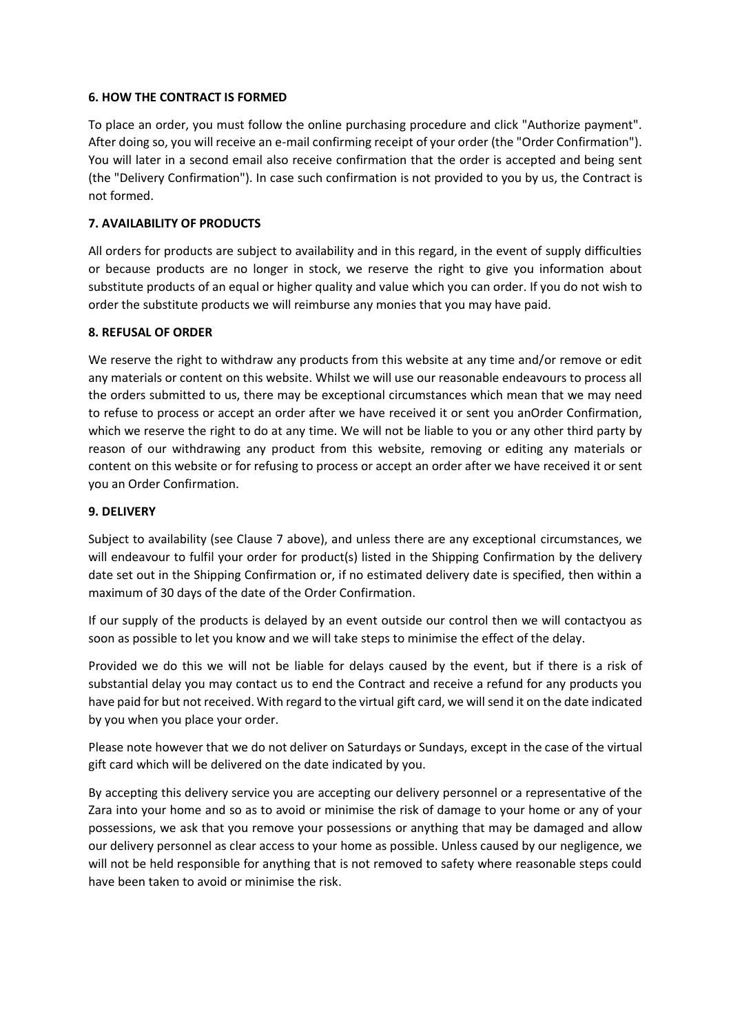**6. HOW THE CONTRACT IS FORMED**

To place an order, you must follow the online purchasing procedure and click "Authorize payment". After doing so, you will receive an e-mail confirming receipt of your order (the "Order Confirmation"). You will later in a second email also receive confirmation that the order is accepted and being sent (the "Delivery Confirmation"). In case such confirmation is not provided to you by us, the Contract is not formed.

**7. AVAILABILITY OF PRODUCTS**

All orders for products are subject to availability and in this regard, in the event of supply difficulties or because products are no longer in stock, we reserve the right to give you information about substitute products of an equal or higher quality and value which you can order. If you do not wish to order the substitute products we will reimburse any monies that you may have paid.

**8. REFUSAL OF ORDER**

We reserve the right to withdraw any products from this website at any time and/or remove or edit any materials or content on this website. Whilst we will use our reasonable endeavours to process all the orders submitted to us, there may be exceptional circumstances which mean that we may need to refuse to process or accept an order after we have received it or sent you anOrder Confirmation, which we reserve the right to do at any time. We will not be liable to you or any other third party by reason of our withdrawing any product from this website, removing or editing any materials or content on this website or for refusing to process or accept an order after we have received it or sent you an Order Confirmation.

**9. DELIVERY**

Subject to availability (see Clause 7 above), and unless there are any exceptional circumstances, we will endeavour to fulfil your order for product(s) listed in the Shipping Confirmation by the delivery date set out in the Shipping Confirmation or, if no estimated delivery date is specified, then within a maximum of 30 days of the date of the Order Confirmation.

If our supply of the products is delayed by an event outside our control then we will contactyou as soon as possible to let you know and we will take steps to minimise the effect of the delay.

Provided we do this we will not be liable for delays caused by the event, but if there is a risk of substantial delay you may contact us to end the Contract and receive a refund for any products you have paid for but not received. With regard to the virtual gift card, we will send it on the date indicated by you when you place your order.

Please note however that we do not deliver on Saturdays or Sundays, except in the case of the virtual gift card which will be delivered on the date indicated by you.

By accepting this delivery service you are accepting our delivery personnel or a representative of the Zara into your home and so as to avoid or minimise the risk of damage to your home or any of your possessions, we ask that you remove your possessions or anything that may be damaged and allow our delivery personnel as clear access to your home as possible. Unless caused by our negligence, we will not be held responsible for anything that is not removed to safety where reasonable steps could have been taken to avoid or minimise the risk.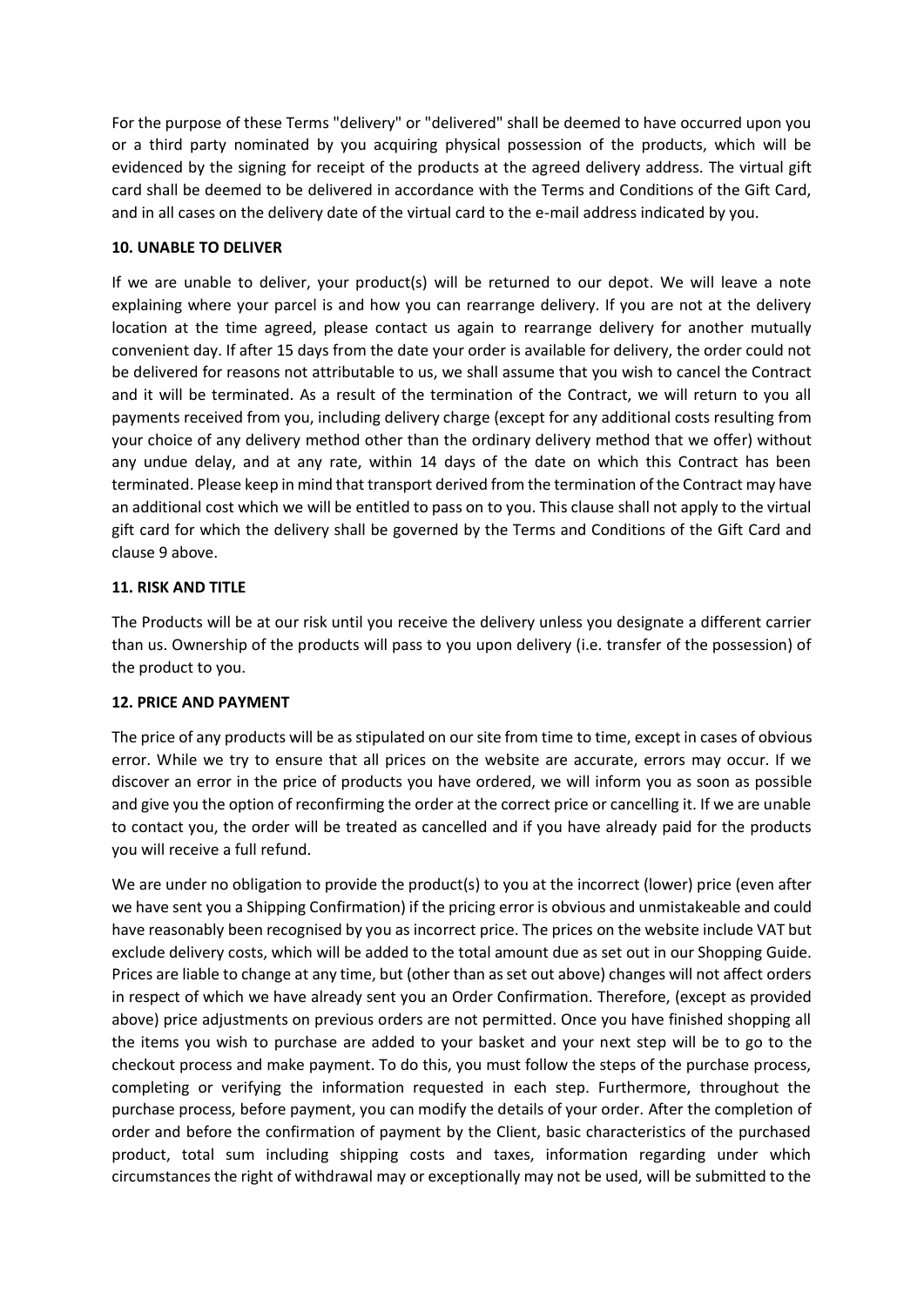For the purpose of these Terms "delivery" or "delivered" shall be deemed to have occurred upon you or a third party nominated by you acquiring physical possession of the products, which will be evidenced by the signing for receipt of the products at the agreed delivery address. The virtual gift card shall be deemed to be delivered in accordance with the Terms and Conditions of the Gift Card, and in all cases on the delivery date of the virtual card to the e-mail address indicated by you.

**10. UNABLE TO DELIVER**

If we are unable to deliver, your product(s) will be returned to our depot. We will leave a note explaining where your parcel is and how you can rearrange delivery. If you are not at the delivery location at the time agreed, please contact us again to rearrange delivery for another mutually convenient day. If after 15 days from the date your order is available for delivery, the order could not be delivered for reasons not attributable to us, we shall assume that you wish to cancel the Contract and it will be terminated. As a result of the termination of the Contract, we will return to you all payments received from you, including delivery charge (except for any additional costs resulting from your choice of any delivery method other than the ordinary delivery method that we offer) without any undue delay, and at any rate, within 14 days of the date on which this Contract has been terminated. Please keep in mind that transport derived from the termination of the Contract may have an additional cost which we will be entitled to pass on to you. This clause shall not apply to the virtual gift card for which the delivery shall be governed by the Terms and Conditions of the Gift Card and clause 9 above.

**11. RISK AND TITLE**

The Products will be at our risk until you receive the delivery unless you designate a different carrier than us. Ownership of the products will pass to you upon delivery (i.e. transfer of the possession) of the product to you.

**12. PRICE AND PAYMENT**

The price of any products will be as stipulated on our site from time to time, except in cases of obvious error. While we try to ensure that all prices on the website are accurate, errors may occur. If we discover an error in the price of products you have ordered, we will inform you as soon as possible and give you the option of reconfirming the order at the correct price or cancelling it. If we are unable to contact you, the order will be treated as cancelled and if you have already paid for the products you will receive a full refund.

We are under no obligation to provide the product(s) to you at the incorrect (lower) price (even after we have sent you a Shipping Confirmation) if the pricing error is obvious and unmistakeable and could have reasonably been recognised by you as incorrect price. The prices on the website include VAT but exclude delivery costs, which will be added to the total amount due as set out in our Shopping Guide. Prices are liable to change at any time, but (other than as set out above) changes will not affect orders in respect of which we have already sent you an Order Confirmation. Therefore, (except as provided above) price adjustments on previous orders are not permitted. Once you have finished shopping all the items you wish to purchase are added to your basket and your next step will be to go to the checkout process and make payment. To do this, you must follow the steps of the purchase process, completing or verifying the information requested in each step. Furthermore, throughout the purchase process, before payment, you can modify the details of your order. After the completion of order and before the confirmation of payment by the Client, basic characteristics of the purchased product, total sum including shipping costs and taxes, information regarding under which circumstances the right of withdrawal may or exceptionally may not be used, will be submitted to the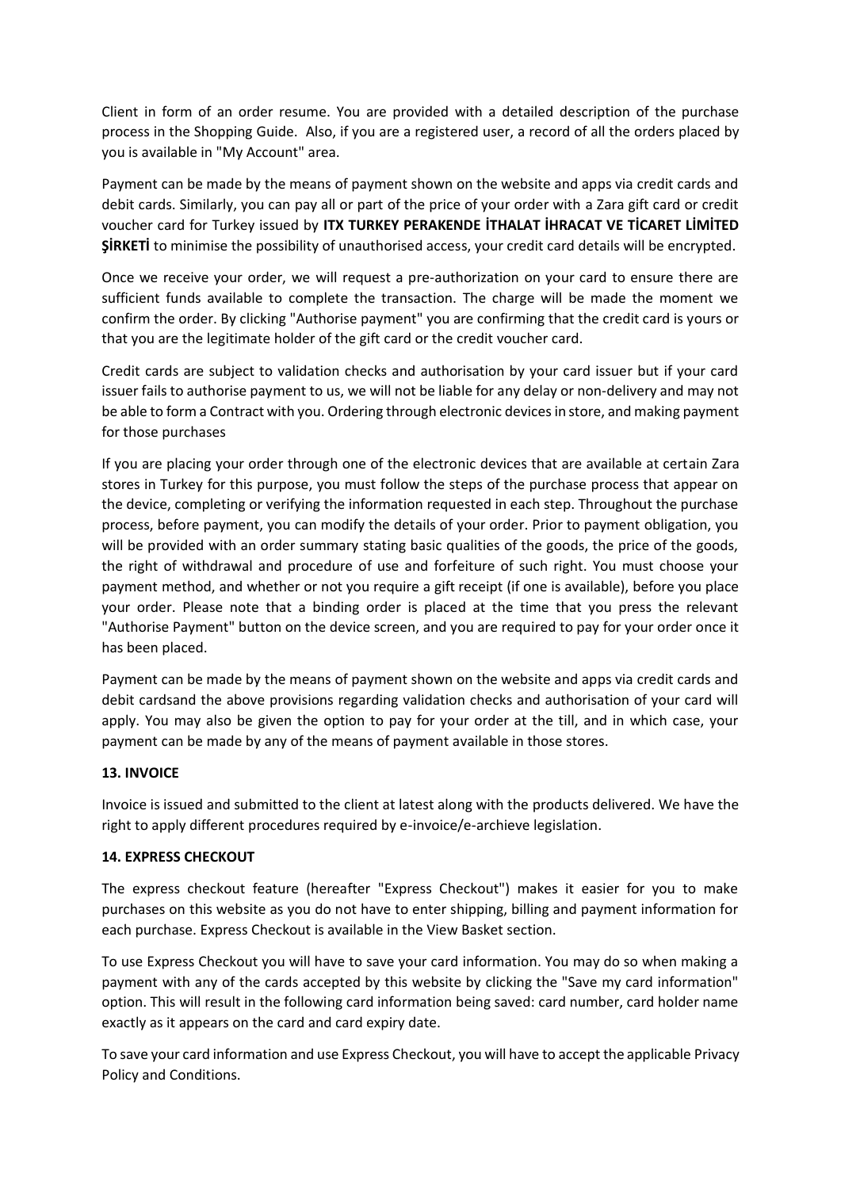Client in form of an order resume. You are provided with a detailed description of the purchase process in the Shopping Guide. Also, if you are a registered user, a record of all the orders placed by you is available in "My Account" area.

Payment can be made by the means of payment shown on the website and apps via credit cards and debit cards. Similarly, you can pay all or part of the price of your order with a Zara gift card or credit voucher card for Turkey issued by **ITX TURKEY PERAKENDE İTHALAT İHRACAT VE TİCARET LİMİTED ŞİRKETİ** to minimise the possibility of unauthorised access, your credit card details will be encrypted.

Once we receive your order, we will request a pre-authorization on your card to ensure there are sufficient funds available to complete the transaction. The charge will be made the moment we confirm the order. By clicking "Authorise payment" you are confirming that the credit card is yours or that you are the legitimate holder of the gift card or the credit voucher card.

Credit cards are subject to validation checks and authorisation by your card issuer but if your card issuer fails to authorise payment to us, we will not be liable for any delay or non-delivery and may not be able to form a Contract with you. Ordering through electronic devices in store, and making payment for those purchases

If you are placing your order through one of the electronic devices that are available at certain Zara stores in Turkey for this purpose, you must follow the steps of the purchase process that appear on the device, completing or verifying the information requested in each step. Throughout the purchase process, before payment, you can modify the details of your order. Prior to payment obligation, you will be provided with an order summary stating basic qualities of the goods, the price of the goods, the right of withdrawal and procedure of use and forfeiture of such right. You must choose your payment method, and whether or not you require a gift receipt (if one is available), before you place your order. Please note that a binding order is placed at the time that you press the relevant "Authorise Payment" button on the device screen, and you are required to pay for your order once it has been placed.

Payment can be made by the means of payment shown on the website and apps via credit cards and debit cardsand the above provisions regarding validation checks and authorisation of your card will apply. You may also be given the option to pay for your order at the till, and in which case, your payment can be made by any of the means of payment available in those stores.

## 13. INVOICE

Invoice is issued and submitted to the client at latest along with the products delivered. We have the right to apply different procedures required by e-invoice/e-archieve legislation.

## 14. EXPRESS CHECKOUT

The express checkout feature (hereafter "Express Checkout") makes it easier for you to make purchases on this website as you do not have to enter shipping, billing and payment information for each purchase. Express Checkout is available in the View Basket section.

To use Express Checkout you will have to save your card information. You may do so when making a payment with any of the cards accepted by this website by clicking the "Save my card information" option. This will result in the following card information being saved: card number, card holder name exactly as it appears on the card and card expiry date.

To save your card information and use Express Checkout, you will have to accept the applicable Privacy Policy and Conditions.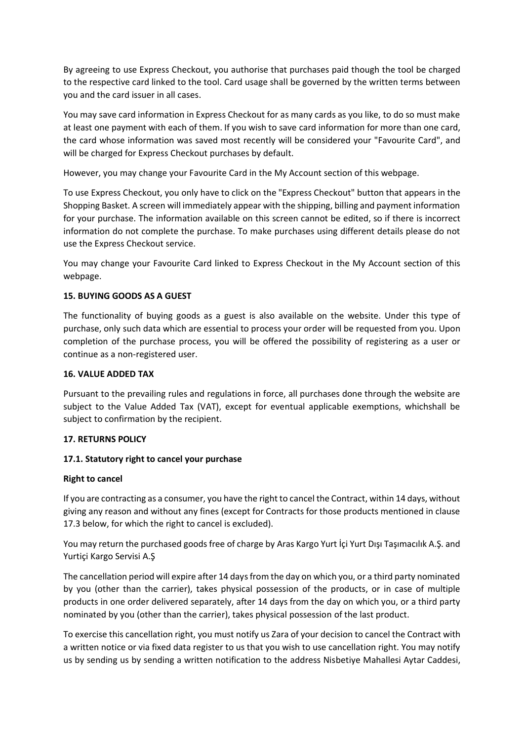By agreeing to use Express Checkout, you authorise that purchases paid though the tool be charged to the respective card linked to the tool. Card usage shall be governed by the written terms between you and the card issuer in all cases.

You may save card information in Express Checkout for as many cards as you like, to do so must make at least one payment with each of them. If you wish to save card information for more than one card, the card whose information was saved most recently will be considered your "Favourite Card", and will be charged for Express Checkout purchases by default.

However, you may change your Favourite Card in the My Account section of this webpage.

To use Express Checkout, you only have to click on the "Express Checkout" button that appears in the Shopping Basket. A screen will immediately appear with the shipping, billing and payment information for your purchase. The information available on this screen cannot be edited, so if there is incorrect information do not complete the purchase. To make purchases using different details please do not use the Express Checkout service.

You may change your Favourite Card linked to Express Checkout in the My Account section of this webpage.

**15. BUYING GOODS AS A GUEST**

The functionality of buying goods as a guest is also available on the website. Under this type of purchase, only such data which are essential to process your order will be requested from you. Upon completion of the purchase process, you will be offered the possibility of registering as a user or continue as a non-registered user.

**16. VALUE ADDED TAX**

Pursuant to the prevailing rules and regulations in force, all purchases done through the website are subject to the Value Added Tax (VAT), except for eventual applicable exemptions, whichshall be subject to confirmation by the recipient.

**17. RETURNS POLICY**

**17.1. Statutory right to cancel your purchase**

**Right to cancel**

If you are contracting as a consumer, you have the right to cancel the Contract, within 14 days, without giving any reason and without any fines (except for Contracts for those products mentioned in clause 17.3 below, for which the right to cancel is excluded).

You may return the purchased goods free of charge by Aras Kargo Yurt İçi Yurt Dışı Taşımacılık A.Ş. and Yurtiçi Kargo Servisi A.Ş

The cancellation period will expire after 14 days from the day on which you, or a third party nominated by you (other than the carrier), takes physical possession of the products, or in case of multiple products in one order delivered separately, after 14 days from the day on which you, or a third party nominated by you (other than the carrier), takes physical possession of the last product.

To exercise this cancellation right, you must notify us Zara of your decision to cancel the Contract with a written notice or via fixed data register to us that you wish to use cancellation right. You may notify us by sending us by sending a written notification to the address Nisbetiye Mahallesi Aytar Caddesi,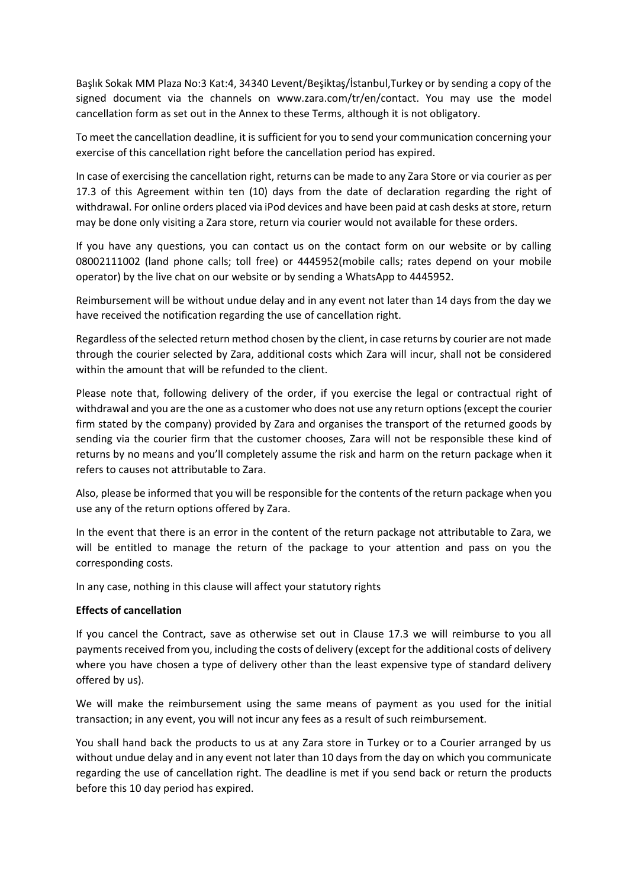Başlık Sokak MM Plaza No:3 Kat:4, 34340 Levent/Beşiktaş/İstanbul,Turkey or by sending a copy of the signed document via the channels on www.zara.com/tr/en/contact. You may use the model cancellation form as set out in the Annex to these Terms, although it is not obligatory.

To meet the cancellation deadline, it is sufficient for you to send your communication concerning your exercise of this cancellation right before the cancellation period has expired.

In case of exercising the cancellation right, returns can be made to any Zara Store or via courier as per 17.3 of this Agreement within ten (10) days from the date of declaration regarding the right of withdrawal. For online orders placed via iPod devices and have been paid at cash desks at store, return may be done only visiting a Zara store, return via courier would not available for these orders.

If you have any questions, you can contact us on the contact form on our website or by calling 08002111002 (land phone calls; toll free) or 4445952(mobile calls; rates depend on your mobile operator) by the live chat on our website or by sending a WhatsApp to 4445952.

Reimbursement will be without undue delay and in any event not later than 14 days from the day we have received the notification regarding the use of cancellation right.

Regardless of the selected return method chosen by the client, in case returns by courier are not made through the courier selected by Zara, additional costs which Zara will incur, shall not be considered within the amount that will be refunded to the client.

Please note that, following delivery of the order, if you exercise the legal or contractual right of withdrawal and you are the one as a customer who does not use any return options (except the courier firm stated by the company) provided by Zara and organises the transport of the returned goods by sending via the courier firm that the customer chooses, Zara will not be responsible these kind of returns by no means and you'll completely assume the risk and harm on the return package when it refers to causes not attributable to Zara.

Also, please be informed that you will be responsible for the contents of the return package when you use any of the return options offered by Zara.

In the event that there is an error in the content of the return package not attributable to Zara, we will be entitled to manage the return of the package to your attention and pass on you the corresponding costs.

In any case, nothing in this clause will affect your statutory rights

**Effects of cancellation**

If you cancel the Contract, save as otherwise set out in Clause 17.3 we will reimburse to you all payments received from you, including the costs of delivery (except for the additional costs of delivery where you have chosen a type of delivery other than the least expensive type of standard delivery offered by us).

We will make the reimbursement using the same means of payment as you used for the initial transaction; in any event, you will not incur any fees as a result of such reimbursement.

You shall hand back the products to us at any Zara store in Turkey or to a Courier arranged by us without undue delay and in any event not later than 10 days from the day on which you communicate regarding the use of cancellation right. The deadline is met if you send back or return the products before this 10 day period has expired.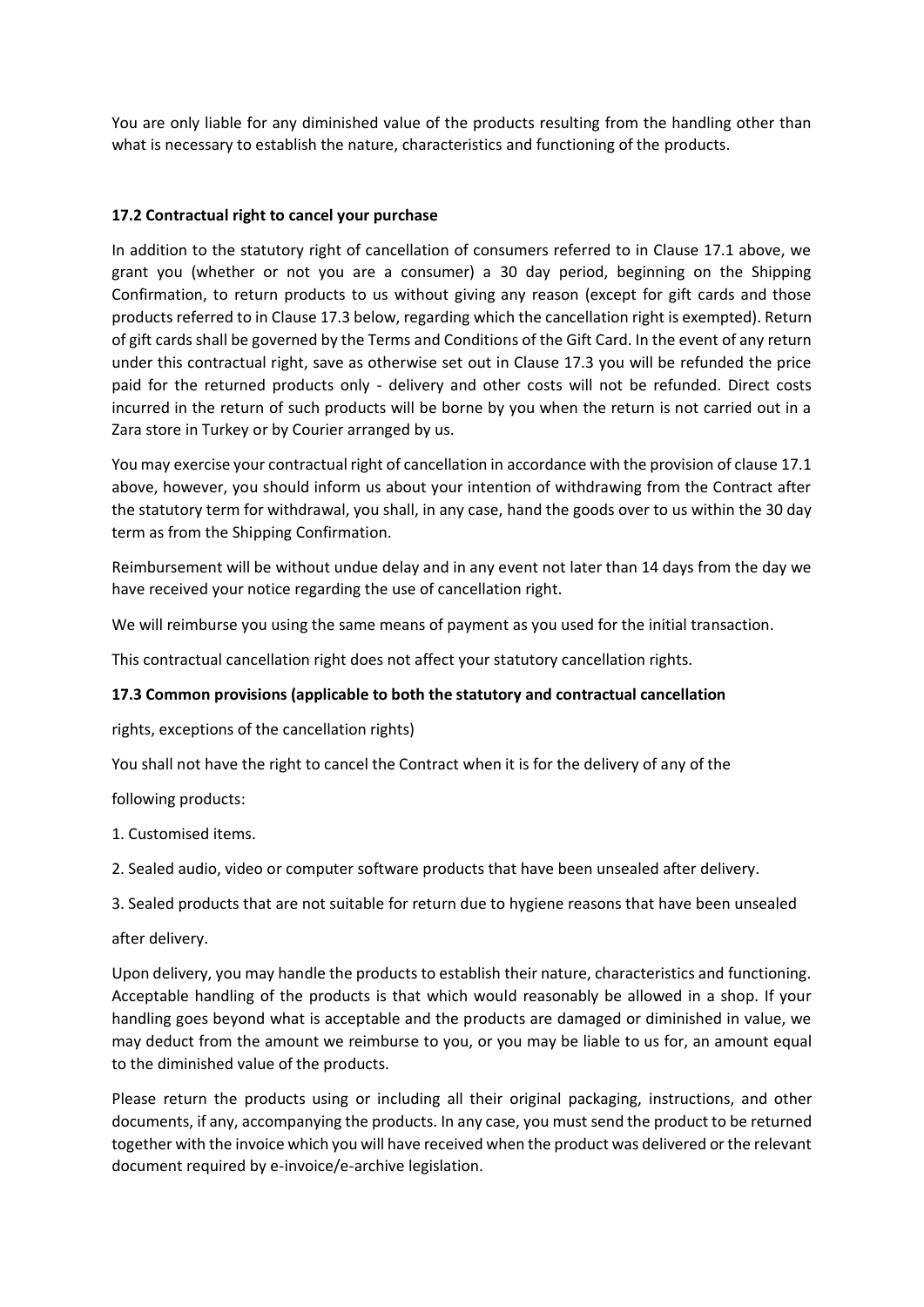You are only liable for any diminished value of the products resulting from the handling other than what is necessary to establish the nature, characteristics and functioning of the products.

### 17.2 Contractual right to cancel your purchase

In addition to the statutory right of cancellation of consumers referred to in Clause 17.1 above, we grant you (whether or not you are a consumer) a 30 day period, beginning on the Shipping Confirmation, to return products to us without giving any reason (except for gift cards and those products referred to in Clause 17.3 below, regarding which the cancellation right is exempted). Return of gift cards shall be governed by the Terms and Conditions of the Gift Card. In the event of any return under this contractual right, save as otherwise set out in Clause 17.3 you will be refunded the price paid for the returned products only - delivery and other costs will not be refunded. Direct costs incurred in the return of such products will be borne by you when the return is not carried out in a Zara store in Turkey or by Courier arranged by us.

You may exercise your contractual right of cancellation in accordance with the provision of clause 17.1 above, however, you should inform us about your intention of withdrawing from the Contract after the statutory term for withdrawal, you shall, in any case, hand the goods over to us within the 30 day term as from the Shipping Confirmation.

Reimbursement will be without undue delay and in any event not later than 14 days from the day we have received your notice regarding the use of cancellation right.

We will reimburse you using the same means of payment as you used for the initial transaction.

This contractual cancellation right does not affect your statutory cancellation rights.

### 17.3 Common provisions (applicable to both the statutory and contractual cancellation

rights, exceptions of the cancellation rights)

You shall not have the right to cancel the Contract when it is for the delivery of any of the

following products:

1. Customised items.
2. Sealed audio, video or computer software products that have been unsealed after delivery.
3. Sealed products that are not suitable for return due to hygiene reasons that have been unsealed

after delivery.

Upon delivery, you may handle the products to establish their nature, characteristics and functioning. Acceptable handling of the products is that which would reasonably be allowed in a shop. If your handling goes beyond what is acceptable and the products are damaged or diminished in value, we may deduct from the amount we reimburse to you, or you may be liable to us for, an amount equal to the diminished value of the products.

Please return the products using or including all their original packaging, instructions, and other documents, if any, accompanying the products. In any case, you must send the product to be returned together with the invoice which you will have received when the product was delivered or the relevant document required by e-invoice/e-archive legislation.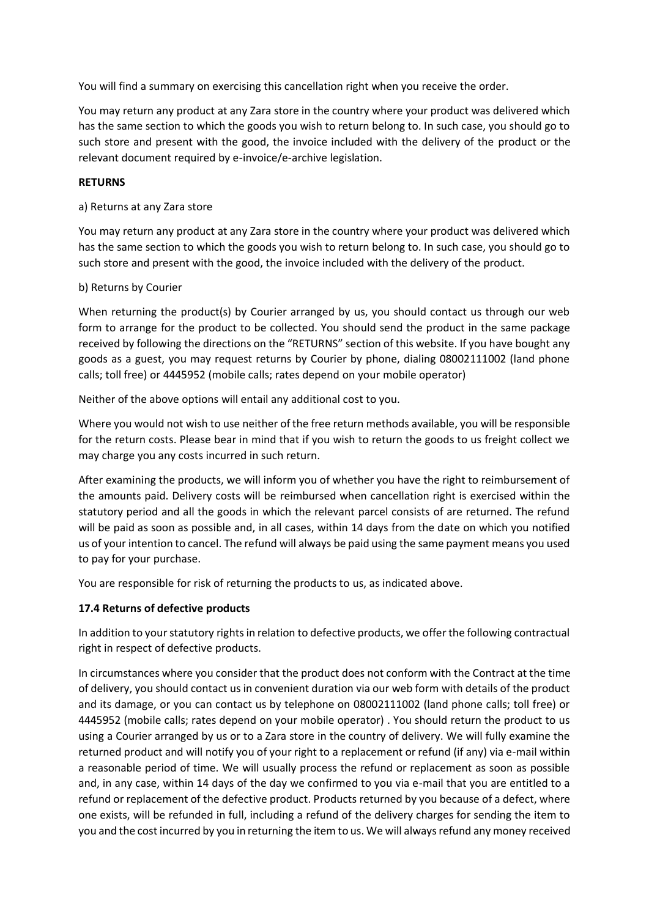You will find a summary on exercising this cancellation right when you receive the order.

You may return any product at any Zara store in the country where your product was delivered which has the same section to which the goods you wish to return belong to. In such case, you should go to such store and present with the good, the invoice included with the delivery of the product or the relevant document required by e-invoice/e-archive legislation.

**RETURNS**

a) Returns at any Zara store

You may return any product at any Zara store in the country where your product was delivered which has the same section to which the goods you wish to return belong to. In such case, you should go to such store and present with the good, the invoice included with the delivery of the product.

b) Returns by Courier

When returning the product(s) by Courier arranged by us, you should contact us through our web form to arrange for the product to be collected. You should send the product in the same package received by following the directions on the "RETURNS" section of this website. If you have bought any goods as a guest, you may request returns by Courier by phone, dialing 08002111002 (land phone calls; toll free) or 4445952 (mobile calls; rates depend on your mobile operator)

Neither of the above options will entail any additional cost to you.

Where you would not wish to use neither of the free return methods available, you will be responsible for the return costs. Please bear in mind that if you wish to return the goods to us freight collect we may charge you any costs incurred in such return.

After examining the products, we will inform you of whether you have the right to reimbursement of the amounts paid. Delivery costs will be reimbursed when cancellation right is exercised within the statutory period and all the goods in which the relevant parcel consists of are returned. The refund will be paid as soon as possible and, in all cases, within 14 days from the date on which you notified us of your intention to cancel. The refund will always be paid using the same payment means you used to pay for your purchase.

You are responsible for risk of returning the products to us, as indicated above.

**17.4 Returns of defective products**

In addition to your statutory rights in relation to defective products, we offer the following contractual right in respect of defective products.

In circumstances where you consider that the product does not conform with the Contract at the time of delivery, you should contact us in convenient duration via our web form with details of the product and its damage, or you can contact us by telephone on 08002111002 (land phone calls; toll free) or 4445952 (mobile calls; rates depend on your mobile operator) . You should return the product to us using a Courier arranged by us or to a Zara store in the country of delivery. We will fully examine the returned product and will notify you of your right to a replacement or refund (if any) via e-mail within a reasonable period of time. We will usually process the refund or replacement as soon as possible and, in any case, within 14 days of the day we confirmed to you via e-mail that you are entitled to a refund or replacement of the defective product. Products returned by you because of a defect, where one exists, will be refunded in full, including a refund of the delivery charges for sending the item to you and the cost incurred by you in returning the item to us. We will always refund any money received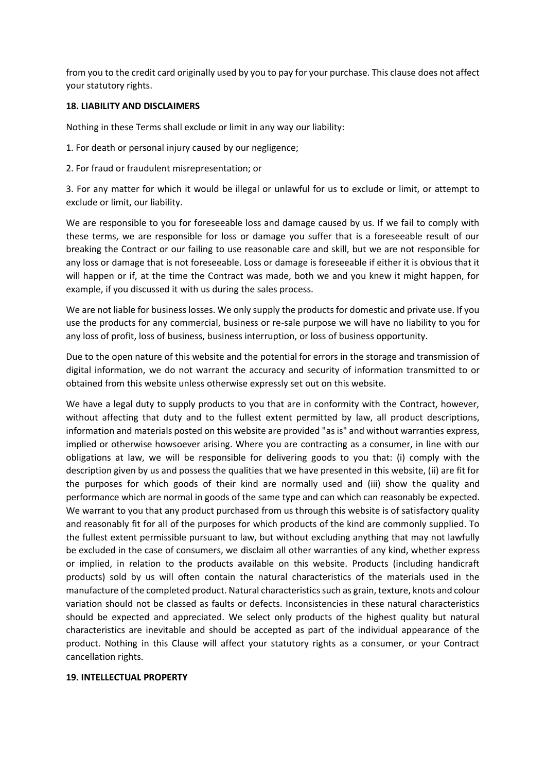from you to the credit card originally used by you to pay for your purchase. This clause does not affect your statutory rights.

**18. LIABILITY AND DISCLAIMERS**

Nothing in these Terms shall exclude or limit in any way our liability:

1. For death or personal injury caused by our negligence;

2. For fraud or fraudulent misrepresentation; or

3. For any matter for which it would be illegal or unlawful for us to exclude or limit, or attempt to exclude or limit, our liability.

We are responsible to you for foreseeable loss and damage caused by us. If we fail to comply with these terms, we are responsible for loss or damage you suffer that is a foreseeable result of our breaking the Contract or our failing to use reasonable care and skill, but we are not responsible for any loss or damage that is not foreseeable. Loss or damage is foreseeable if either it is obvious that it will happen or if, at the time the Contract was made, both we and you knew it might happen, for example, if you discussed it with us during the sales process.

We are not liable for business losses. We only supply the products for domestic and private use. If you use the products for any commercial, business or re-sale purpose we will have no liability to you for any loss of profit, loss of business, business interruption, or loss of business opportunity.

Due to the open nature of this website and the potential for errors in the storage and transmission of digital information, we do not warrant the accuracy and security of information transmitted to or obtained from this website unless otherwise expressly set out on this website.

We have a legal duty to supply products to you that are in conformity with the Contract, however, without affecting that duty and to the fullest extent permitted by law, all product descriptions, information and materials posted on this website are provided "as is" and without warranties express, implied or otherwise howsoever arising. Where you are contracting as a consumer, in line with our obligations at law, we will be responsible for delivering goods to you that: (i) comply with the description given by us and possess the qualities that we have presented in this website, (ii) are fit for the purposes for which goods of their kind are normally used and (iii) show the quality and performance which are normal in goods of the same type and can which can reasonably be expected. We warrant to you that any product purchased from us through this website is of satisfactory quality and reasonably fit for all of the purposes for which products of the kind are commonly supplied. To the fullest extent permissible pursuant to law, but without excluding anything that may not lawfully be excluded in the case of consumers, we disclaim all other warranties of any kind, whether express or implied, in relation to the products available on this website. Products (including handicraft products) sold by us will often contain the natural characteristics of the materials used in the manufacture of the completed product. Natural characteristics such as grain, texture, knots and colour variation should not be classed as faults or defects. Inconsistencies in these natural characteristics should be expected and appreciated. We select only products of the highest quality but natural characteristics are inevitable and should be accepted as part of the individual appearance of the product. Nothing in this Clause will affect your statutory rights as a consumer, or your Contract cancellation rights.

**19. INTELLECTUAL PROPERTY**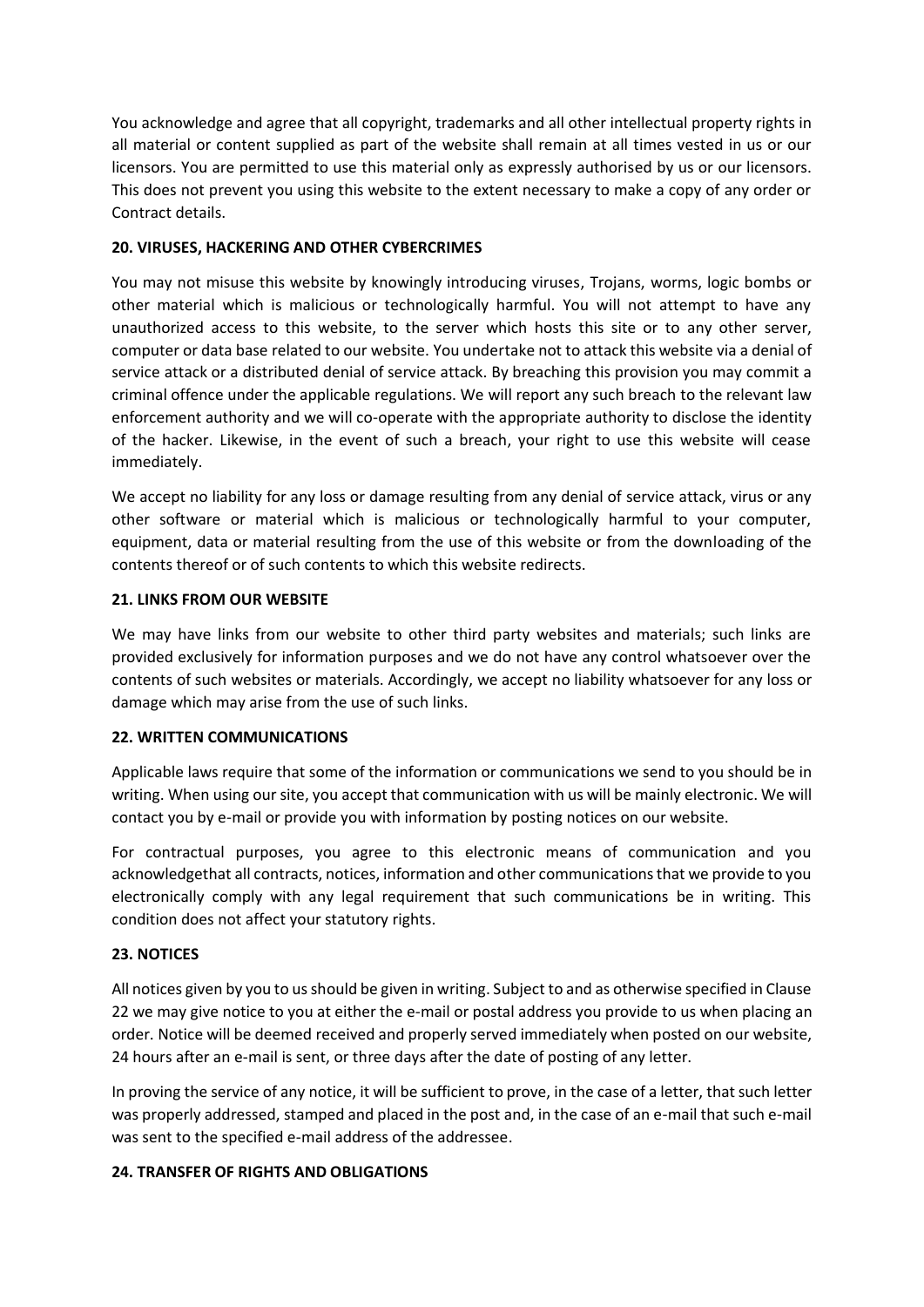You acknowledge and agree that all copyright, trademarks and all other intellectual property rights in all material or content supplied as part of the website shall remain at all times vested in us or our licensors. You are permitted to use this material only as expressly authorised by us or our licensors. This does not prevent you using this website to the extent necessary to make a copy of any order or Contract details.

**20. VIRUSES, HACKERING AND OTHER CYBERCRIMES**

You may not misuse this website by knowingly introducing viruses, Trojans, worms, logic bombs or other material which is malicious or technologically harmful. You will not attempt to have any unauthorized access to this website, to the server which hosts this site or to any other server, computer or data base related to our website. You undertake not to attack this website via a denial of service attack or a distributed denial of service attack. By breaching this provision you may commit a criminal offence under the applicable regulations. We will report any such breach to the relevant law enforcement authority and we will co-operate with the appropriate authority to disclose the identity of the hacker. Likewise, in the event of such a breach, your right to use this website will cease immediately.

We accept no liability for any loss or damage resulting from any denial of service attack, virus or any other software or material which is malicious or technologically harmful to your computer, equipment, data or material resulting from the use of this website or from the downloading of the contents thereof or of such contents to which this website redirects.

**21. LINKS FROM OUR WEBSITE**

We may have links from our website to other third party websites and materials; such links are provided exclusively for information purposes and we do not have any control whatsoever over the contents of such websites or materials. Accordingly, we accept no liability whatsoever for any loss or damage which may arise from the use of such links.

**22. WRITTEN COMMUNICATIONS**

Applicable laws require that some of the information or communications we send to you should be in writing. When using our site, you accept that communication with us will be mainly electronic. We will contact you by e-mail or provide you with information by posting notices on our website.

For contractual purposes, you agree to this electronic means of communication and you acknowledgethat all contracts, notices, information and other communications that we provide to you electronically comply with any legal requirement that such communications be in writing. This condition does not affect your statutory rights.

**23. NOTICES**

All notices given by you to us should be given in writing. Subject to and as otherwise specified in Clause 22 we may give notice to you at either the e-mail or postal address you provide to us when placing an order. Notice will be deemed received and properly served immediately when posted on our website, 24 hours after an e-mail is sent, or three days after the date of posting of any letter.

In proving the service of any notice, it will be sufficient to prove, in the case of a letter, that such letter was properly addressed, stamped and placed in the post and, in the case of an e-mail that such e-mail was sent to the specified e-mail address of the addressee.

**24. TRANSFER OF RIGHTS AND OBLIGATIONS**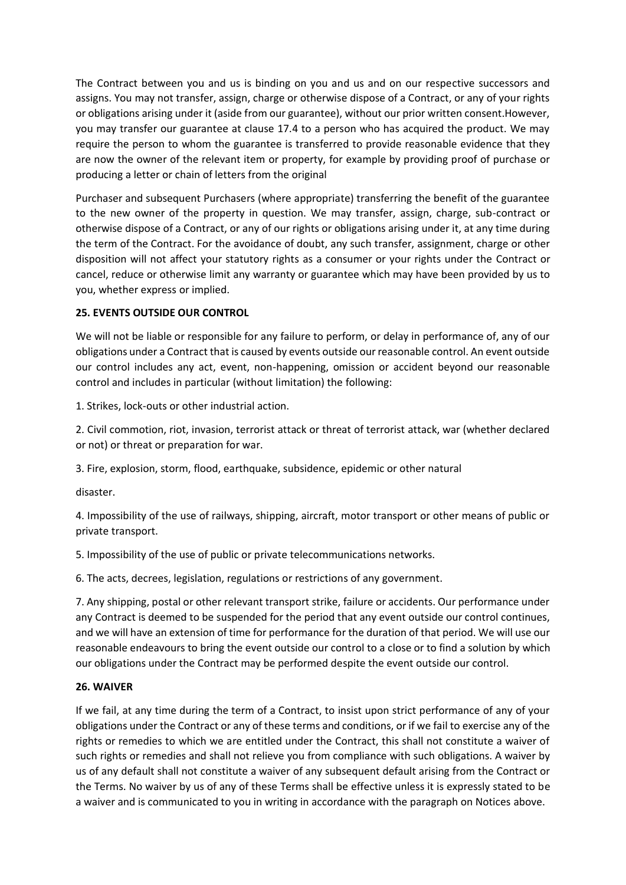The Contract between you and us is binding on you and us and on our respective successors and assigns. You may not transfer, assign, charge or otherwise dispose of a Contract, or any of your rights or obligations arising under it (aside from our guarantee), without our prior written consent.However, you may transfer our guarantee at clause 17.4 to a person who has acquired the product. We may require the person to whom the guarantee is transferred to provide reasonable evidence that they are now the owner of the relevant item or property, for example by providing proof of purchase or producing a letter or chain of letters from the original

Purchaser and subsequent Purchasers (where appropriate) transferring the benefit of the guarantee to the new owner of the property in question. We may transfer, assign, charge, sub-contract or otherwise dispose of a Contract, or any of our rights or obligations arising under it, at any time during the term of the Contract. For the avoidance of doubt, any such transfer, assignment, charge or other disposition will not affect your statutory rights as a consumer or your rights under the Contract or cancel, reduce or otherwise limit any warranty or guarantee which may have been provided by us to you, whether express or implied.

**25. EVENTS OUTSIDE OUR CONTROL**

We will not be liable or responsible for any failure to perform, or delay in performance of, any of our obligations under a Contract that is caused by events outside our reasonable control. An event outside our control includes any act, event, non-happening, omission or accident beyond our reasonable control and includes in particular (without limitation) the following:

1. Strikes, lock-outs or other industrial action.

2. Civil commotion, riot, invasion, terrorist attack or threat of terrorist attack, war (whether declared or not) or threat or preparation for war.

3. Fire, explosion, storm, flood, earthquake, subsidence, epidemic or other natural

disaster.

4. Impossibility of the use of railways, shipping, aircraft, motor transport or other means of public or private transport.

5. Impossibility of the use of public or private telecommunications networks.

6. The acts, decrees, legislation, regulations or restrictions of any government.

7. Any shipping, postal or other relevant transport strike, failure or accidents. Our performance under any Contract is deemed to be suspended for the period that any event outside our control continues, and we will have an extension of time for performance for the duration of that period. We will use our reasonable endeavours to bring the event outside our control to a close or to find a solution by which our obligations under the Contract may be performed despite the event outside our control.

**26. WAIVER**

If we fail, at any time during the term of a Contract, to insist upon strict performance of any of your obligations under the Contract or any of these terms and conditions, or if we fail to exercise any of the rights or remedies to which we are entitled under the Contract, this shall not constitute a waiver of such rights or remedies and shall not relieve you from compliance with such obligations. A waiver by us of any default shall not constitute a waiver of any subsequent default arising from the Contract or the Terms. No waiver by us of any of these Terms shall be effective unless it is expressly stated to be a waiver and is communicated to you in writing in accordance with the paragraph on Notices above.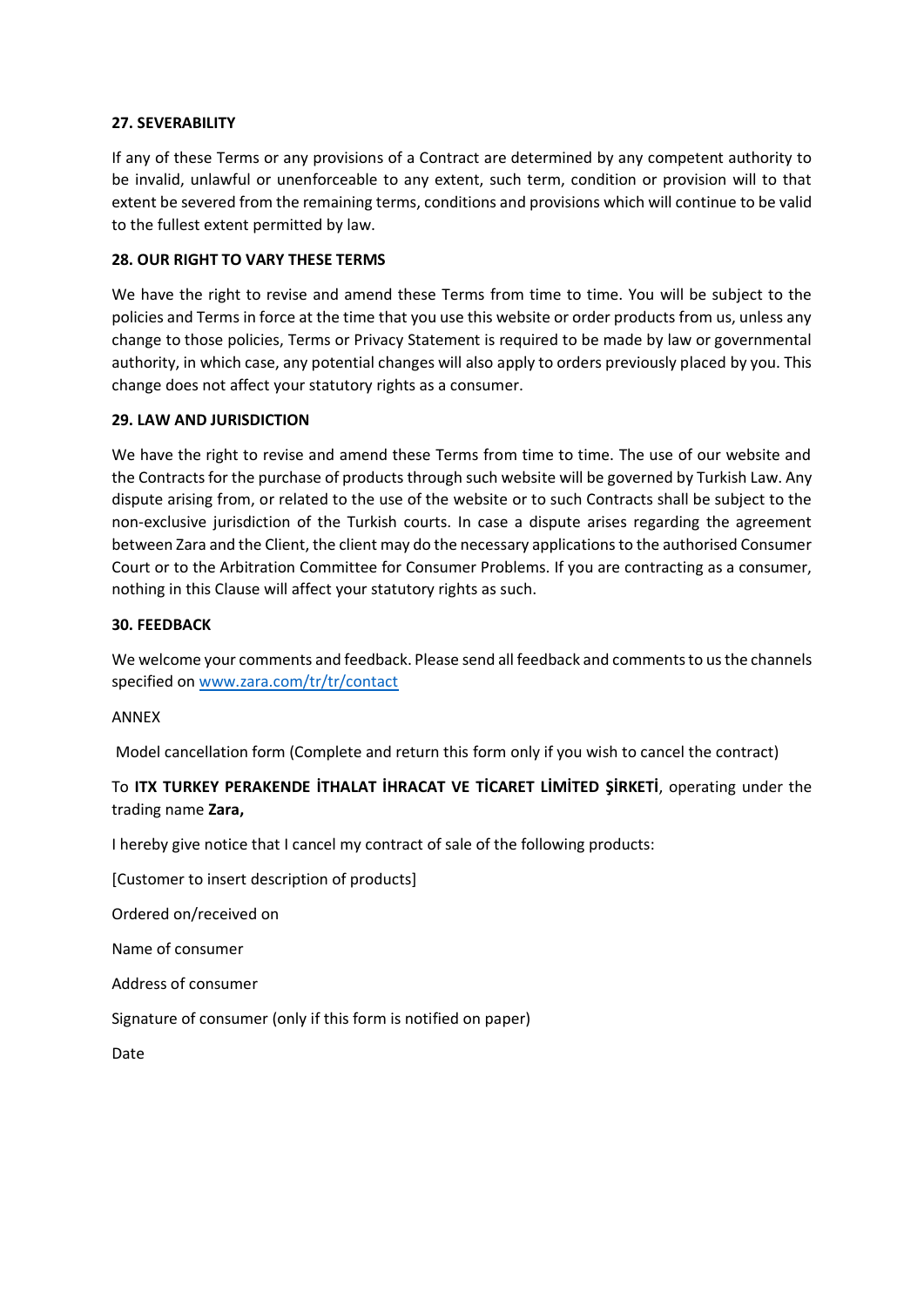## 27. SEVERABILITY

If any of these Terms or any provisions of a Contract are determined by any competent authority to be invalid, unlawful or unenforceable to any extent, such term, condition or provision will to that extent be severed from the remaining terms, conditions and provisions which will continue to be valid to the fullest extent permitted by law.

## 28. OUR RIGHT TO VARY THESE TERMS

We have the right to revise and amend these Terms from time to time. You will be subject to the policies and Terms in force at the time that you use this website or order products from us, unless any change to those policies, Terms or Privacy Statement is required to be made by law or governmental authority, in which case, any potential changes will also apply to orders previously placed by you. This change does not affect your statutory rights as a consumer.

## 29. LAW AND JURISDICTION

We have the right to revise and amend these Terms from time to time. The use of our website and the Contracts for the purchase of products through such website will be governed by Turkish Law. Any dispute arising from, or related to the use of the website or to such Contracts shall be subject to the non-exclusive jurisdiction of the Turkish courts. In case a dispute arises regarding the agreement between Zara and the Client, the client may do the necessary applications to the authorised Consumer Court or to the Arbitration Committee for Consumer Problems. If you are contracting as a consumer, nothing in this Clause will affect your statutory rights as such.

## 30. FEEDBACK

We welcome your comments and feedback. Please send all feedback and comments to us the channels specified on [www.zara.com/tr/tr/contact](www.zara.com/tr/tr/contact)

ANNEX

Model cancellation form (Complete and return this form only if you wish to cancel the contract)

To **ITX TURKEY PERAKENDE İTHALAT İHRACAT VE TİCARET LİMİTED ŞİRKETİ**, operating under the trading name **Zara,**

I hereby give notice that I cancel my contract of sale of the following products:

[Customer to insert description of products]

Ordered on/received on

Name of consumer

Address of consumer

Signature of consumer (only if this form is notified on paper)

Date